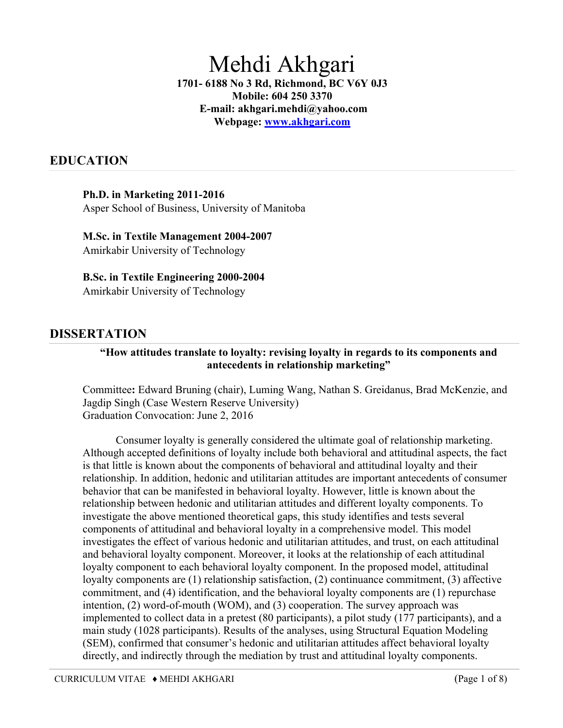# Mehdi Akhgari

**1701- 6188 No 3 Rd, Richmond, BC V6Y 0J3**
**Mobile: 604 250 3370**
**E-mail: akhgari.mehdi@yahoo.com**
**Webpage: [www.akhgari.com](http://www.akhgari.com)**

## EDUCATION

**Ph.D. in Marketing 2011-2016**
Asper School of Business, University of Manitoba

**M.Sc. in Textile Management 2004-2007**
Amirkabir University of Technology

**B.Sc. in Textile Engineering 2000-2004**
Amirkabir University of Technology

## DISSERTATION

**"How attitudes translate to loyalty: revising loyalty in regards to its components and antecedents in relationship marketing"**

Committee**:** Edward Bruning (chair), Luming Wang, Nathan S. Greidanus, Brad McKenzie, and Jagdip Singh (Case Western Reserve University)
Graduation Convocation: June 2, 2016

Consumer loyalty is generally considered the ultimate goal of relationship marketing. Although accepted definitions of loyalty include both behavioral and attitudinal aspects, the fact is that little is known about the components of behavioral and attitudinal loyalty and their relationship. In addition, hedonic and utilitarian attitudes are important antecedents of consumer behavior that can be manifested in behavioral loyalty. However, little is known about the relationship between hedonic and utilitarian attitudes and different loyalty components. To investigate the above mentioned theoretical gaps, this study identifies and tests several components of attitudinal and behavioral loyalty in a comprehensive model. This model investigates the effect of various hedonic and utilitarian attitudes, and trust, on each attitudinal and behavioral loyalty component. Moreover, it looks at the relationship of each attitudinal loyalty component to each behavioral loyalty component. In the proposed model, attitudinal loyalty components are (1) relationship satisfaction, (2) continuance commitment, (3) affective commitment, and (4) identification, and the behavioral loyalty components are (1) repurchase intention, (2) word-of-mouth (WOM), and (3) cooperation. The survey approach was implemented to collect data in a pretest (80 participants), a pilot study (177 participants), and a main study (1028 participants). Results of the analyses, using Structural Equation Modeling (SEM), confirmed that consumer's hedonic and utilitarian attitudes affect behavioral loyalty directly, and indirectly through the mediation by trust and attitudinal loyalty components.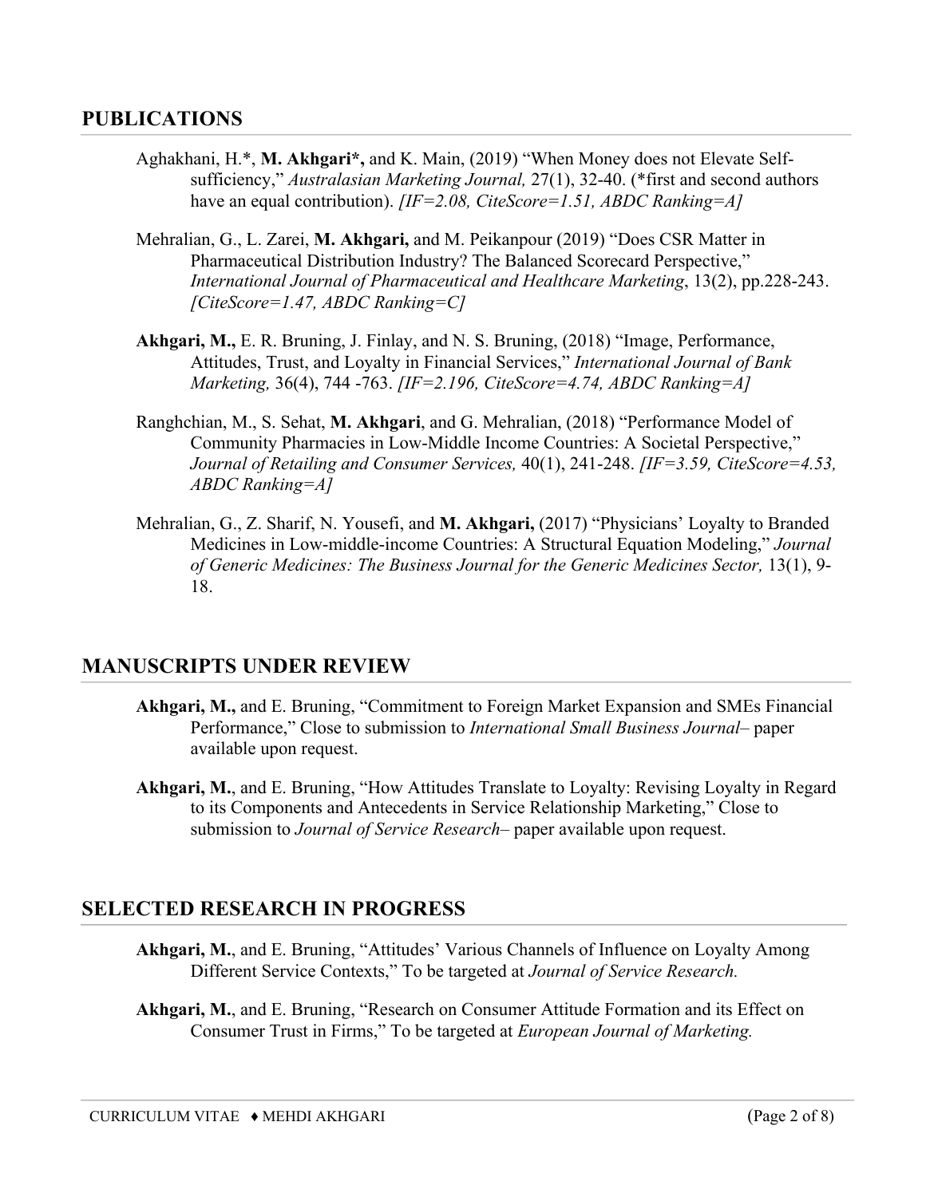## PUBLICATIONS

Aghakhani, H.*, **M. Akhgari*,** and K. Main, (2019) "When Money does not Elevate Self-sufficiency," *Australasian Marketing Journal,* 27(1), 32-40. (*first and second authors have an equal contribution). *[IF=2.08, CiteScore=1.51, ABDC Ranking=A]*

Mehralian, G., L. Zarei, **M. Akhgari,** and M. Peikanpour (2019) "Does CSR Matter in Pharmaceutical Distribution Industry? The Balanced Scorecard Perspective," *International Journal of Pharmaceutical and Healthcare Marketing*, 13(2), pp.228-243. *[CiteScore=1.47, ABDC Ranking=C]*

**Akhgari, M.,** E. R. Bruning, J. Finlay, and N. S. Bruning, (2018) "Image, Performance, Attitudes, Trust, and Loyalty in Financial Services," *International Journal of Bank Marketing,* 36(4), 744 -763. *[IF=2.196, CiteScore=4.74, ABDC Ranking=A]*

Ranghchian, M., S. Sehat, **M. Akhgari**, and G. Mehralian, (2018) "Performance Model of Community Pharmacies in Low-Middle Income Countries: A Societal Perspective," *Journal of Retailing and Consumer Services,* 40(1), 241-248. *[IF=3.59, CiteScore=4.53, ABDC Ranking=A]*

Mehralian, G., Z. Sharif, N. Yousefi, and **M. Akhgari,** (2017) "Physicians' Loyalty to Branded Medicines in Low-middle-income Countries: A Structural Equation Modeling," *Journal of Generic Medicines: The Business Journal for the Generic Medicines Sector,* 13(1), 9-18.

## MANUSCRIPTS UNDER REVIEW

**Akhgari, M.,** and E. Bruning, "Commitment to Foreign Market Expansion and SMEs Financial Performance," Close to submission to *International Small Business Journal*– paper available upon request.

**Akhgari, M.**, and E. Bruning, "How Attitudes Translate to Loyalty: Revising Loyalty in Regard to its Components and Antecedents in Service Relationship Marketing," Close to submission to *Journal of Service Research*– paper available upon request.

## SELECTED RESEARCH IN PROGRESS

**Akhgari, M.**, and E. Bruning, "Attitudes' Various Channels of Influence on Loyalty Among Different Service Contexts," To be targeted at *Journal of Service Research.*

**Akhgari, M.**, and E. Bruning, "Research on Consumer Attitude Formation and its Effect on Consumer Trust in Firms," To be targeted at *European Journal of Marketing.*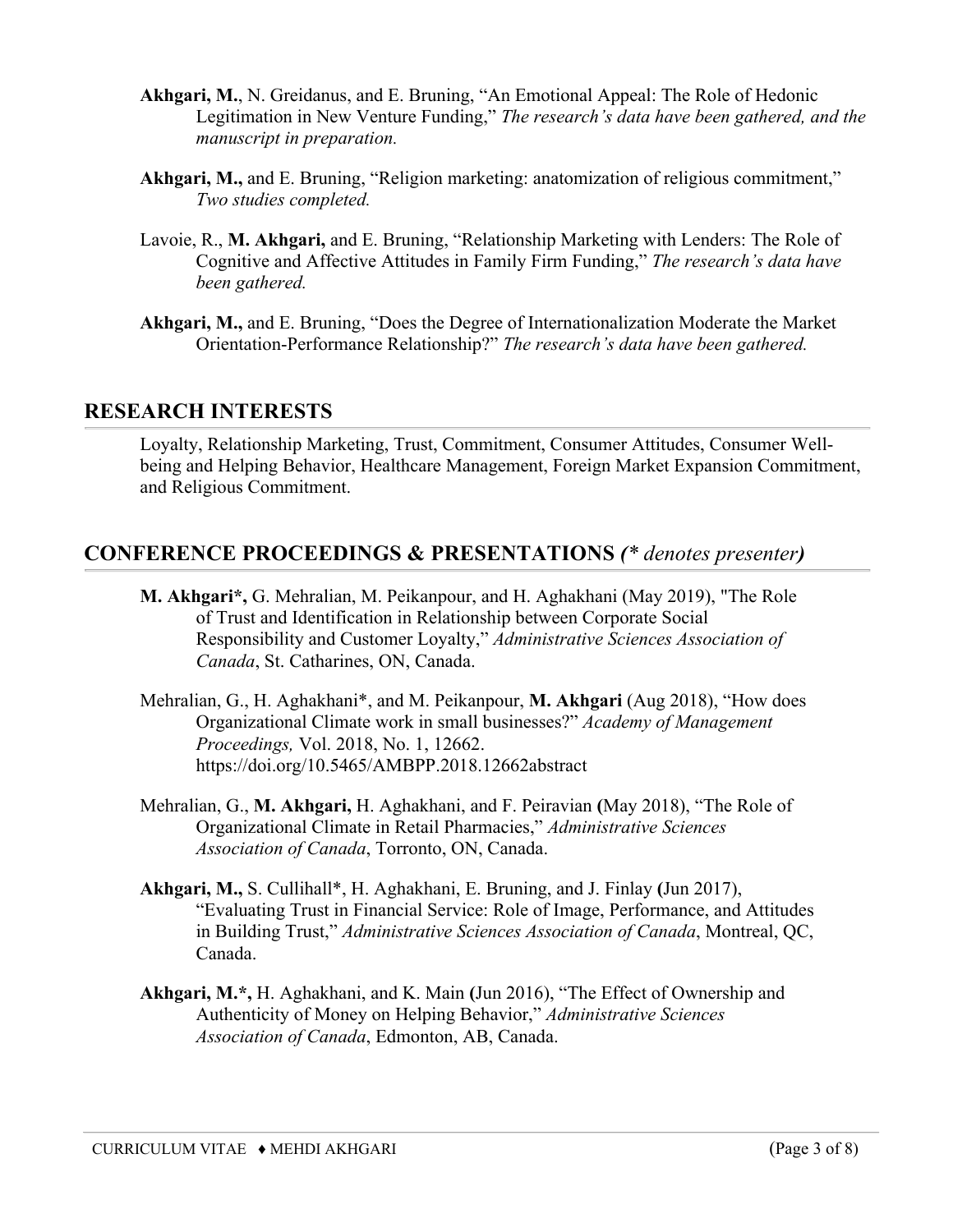**Akhgari, M.**, N. Greidanus, and E. Bruning, "An Emotional Appeal: The Role of Hedonic Legitimation in New Venture Funding," *The research's data have been gathered, and the manuscript in preparation.*

**Akhgari, M.,** and E. Bruning, "Religion marketing: anatomization of religious commitment," *Two studies completed.*

Lavoie, R., **M. Akhgari,** and E. Bruning, "Relationship Marketing with Lenders: The Role of Cognitive and Affective Attitudes in Family Firm Funding," *The research's data have been gathered.*

**Akhgari, M.,** and E. Bruning, "Does the Degree of Internationalization Moderate the Market Orientation-Performance Relationship?" *The research's data have been gathered.*

## RESEARCH INTERESTS

Loyalty, Relationship Marketing, Trust, Commitment, Consumer Attitudes, Consumer Well-being and Helping Behavior, Healthcare Management, Foreign Market Expansion Commitment, and Religious Commitment.

## CONFERENCE PROCEEDINGS & PRESENTATIONS *(\* denotes presenter)*

**M. Akhgari\*,** G. Mehralian, M. Peikanpour, and H. Aghakhani (May 2019), "The Role of Trust and Identification in Relationship between Corporate Social Responsibility and Customer Loyalty," *Administrative Sciences Association of Canada*, St. Catharines, ON, Canada.

Mehralian, G., H. Aghakhani\*, and M. Peikanpour, **M. Akhgari** (Aug 2018), "How does Organizational Climate work in small businesses?" *Academy of Management Proceedings,* Vol. 2018, No. 1, 12662. https://doi.org/10.5465/AMBPP.2018.12662abstract

Mehralian, G., **M. Akhgari,** H. Aghakhani, and F. Peiravian **(**May 2018), "The Role of Organizational Climate in Retail Pharmacies," *Administrative Sciences Association of Canada*, Torronto, ON, Canada.

**Akhgari, M.,** S. Cullihall\*, H. Aghakhani, E. Bruning, and J. Finlay **(**Jun 2017), "Evaluating Trust in Financial Service: Role of Image, Performance, and Attitudes in Building Trust," *Administrative Sciences Association of Canada*, Montreal, QC, Canada.

**Akhgari, M.\*,** H. Aghakhani, and K. Main **(**Jun 2016), "The Effect of Ownership and Authenticity of Money on Helping Behavior," *Administrative Sciences Association of Canada*, Edmonton, AB, Canada.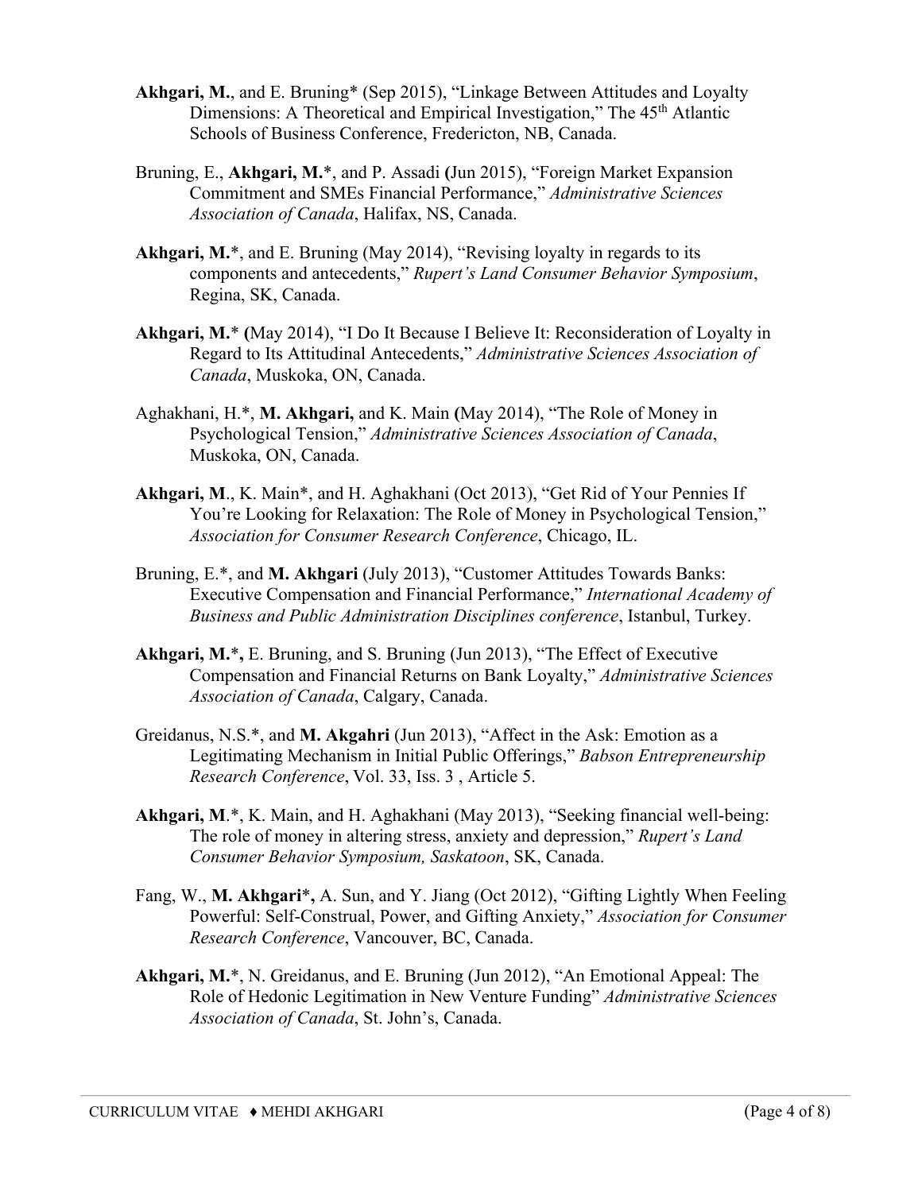**Akhgari, M.**, and E. Bruning* (Sep 2015), "Linkage Between Attitudes and Loyalty Dimensions: A Theoretical and Empirical Investigation," The 45th Atlantic Schools of Business Conference, Fredericton, NB, Canada.

Bruning, E., **Akhgari, M.***, and P. Assadi **(**Jun 2015), "Foreign Market Expansion Commitment and SMEs Financial Performance," *Administrative Sciences Association of Canada*, Halifax, NS, Canada.

**Akhgari, M.***, and E. Bruning (May 2014), "Revising loyalty in regards to its components and antecedents," *Rupert's Land Consumer Behavior Symposium*, Regina, SK, Canada.

**Akhgari, M.*** **(**May 2014), "I Do It Because I Believe It: Reconsideration of Loyalty in Regard to Its Attitudinal Antecedents," *Administrative Sciences Association of Canada*, Muskoka, ON, Canada.

Aghakhani, H.*, **M. Akhgari,** and K. Main **(**May 2014), "The Role of Money in Psychological Tension," *Administrative Sciences Association of Canada*, Muskoka, ON, Canada.

**Akhgari, M**., K. Main*, and H. Aghakhani (Oct 2013), "Get Rid of Your Pennies If You're Looking for Relaxation: The Role of Money in Psychological Tension," *Association for Consumer Research Conference*, Chicago, IL.

Bruning, E.*, and **M. Akhgari** (July 2013), "Customer Attitudes Towards Banks: Executive Compensation and Financial Performance," *International Academy of Business and Public Administration Disciplines conference*, Istanbul, Turkey.

**Akhgari, M.*,** E. Bruning, and S. Bruning (Jun 2013), "The Effect of Executive Compensation and Financial Returns on Bank Loyalty," *Administrative Sciences Association of Canada*, Calgary, Canada.

Greidanus, N.S.*, and **M. Akgahri** (Jun 2013), "Affect in the Ask: Emotion as a Legitimating Mechanism in Initial Public Offerings," *Babson Entrepreneurship Research Conference*, Vol. 33, Iss. 3 , Article 5.

**Akhgari, M**.*, K. Main, and H. Aghakhani (May 2013), "Seeking financial well-being: The role of money in altering stress, anxiety and depression," *Rupert's Land Consumer Behavior Symposium, Saskatoon*, SK, Canada.

Fang, W., **M. Akhgari*,** A. Sun, and Y. Jiang (Oct 2012), "Gifting Lightly When Feeling Powerful: Self-Construal, Power, and Gifting Anxiety," *Association for Consumer Research Conference*, Vancouver, BC, Canada.

**Akhgari, M.***, N. Greidanus, and E. Bruning (Jun 2012), "An Emotional Appeal: The Role of Hedonic Legitimation in New Venture Funding" *Administrative Sciences Association of Canada*, St. John's, Canada.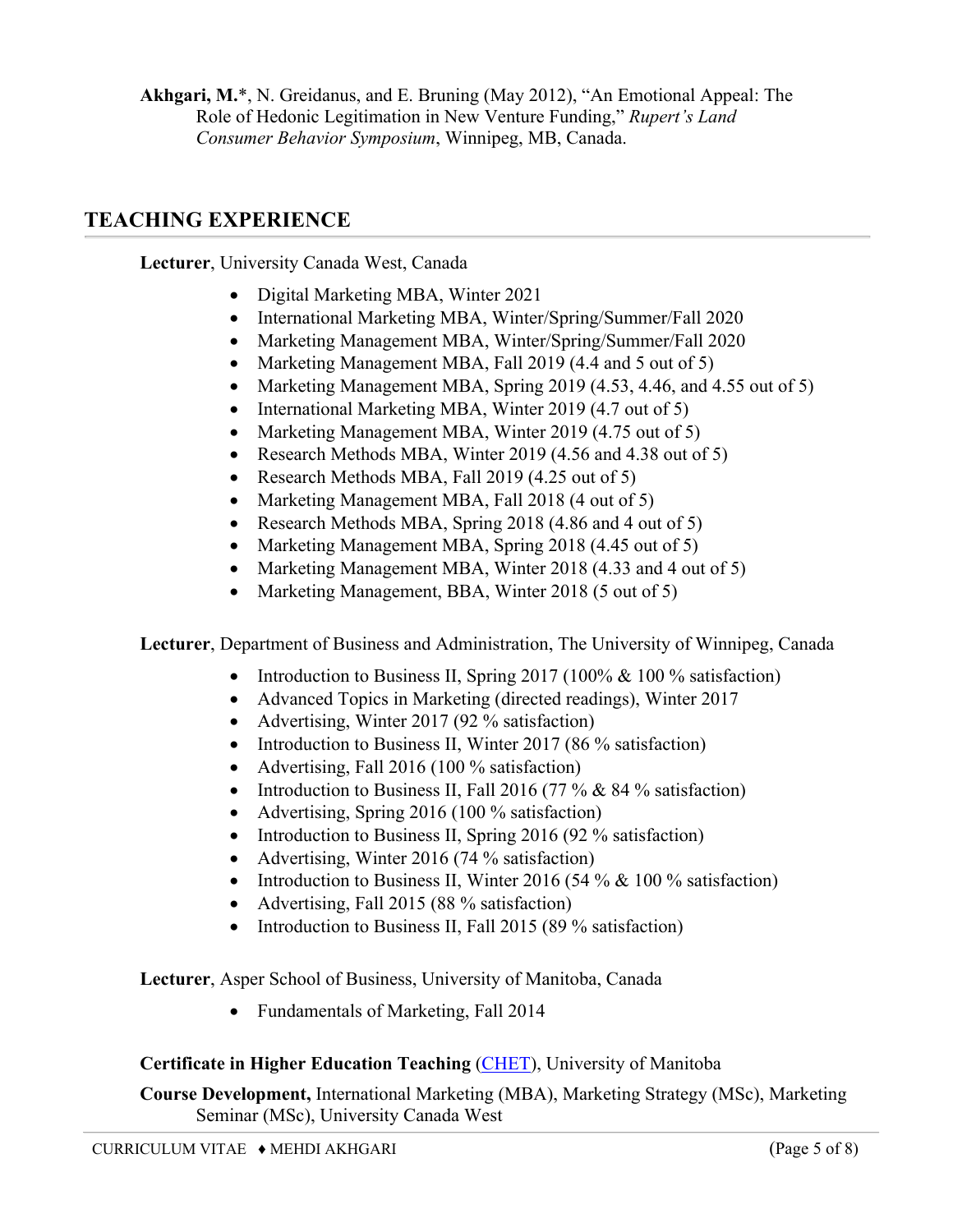**Akhgari, M.***, N. Greidanus, and E. Bruning (May 2012), "An Emotional Appeal: The Role of Hedonic Legitimation in New Venture Funding," *Rupert's Land Consumer Behavior Symposium*, Winnipeg, MB, Canada.

## TEACHING EXPERIENCE

**Lecturer**, University Canada West, Canada

- Digital Marketing MBA, Winter 2021
- International Marketing MBA, Winter/Spring/Summer/Fall 2020
- Marketing Management MBA, Winter/Spring/Summer/Fall 2020
- Marketing Management MBA, Fall 2019 (4.4 and 5 out of 5)
- Marketing Management MBA, Spring 2019 (4.53, 4.46, and 4.55 out of 5)
- International Marketing MBA, Winter 2019 (4.7 out of 5)
- Marketing Management MBA, Winter 2019 (4.75 out of 5)
- Research Methods MBA, Winter 2019 (4.56 and 4.38 out of 5)
- Research Methods MBA, Fall 2019 (4.25 out of 5)
- Marketing Management MBA, Fall 2018 (4 out of 5)
- Research Methods MBA, Spring 2018 (4.86 and 4 out of 5)
- Marketing Management MBA, Spring 2018 (4.45 out of 5)
- Marketing Management MBA, Winter 2018 (4.33 and 4 out of 5)
- Marketing Management, BBA, Winter 2018 (5 out of 5)

**Lecturer**, Department of Business and Administration, The University of Winnipeg, Canada

- Introduction to Business II, Spring 2017 (100% & 100 % satisfaction)
- Advanced Topics in Marketing (directed readings), Winter 2017
- Advertising, Winter 2017 (92 % satisfaction)
- Introduction to Business II, Winter 2017 (86 % satisfaction)
- Advertising, Fall 2016 (100 % satisfaction)
- Introduction to Business II, Fall 2016 (77 % & 84 % satisfaction)
- Advertising, Spring 2016 (100 % satisfaction)
- Introduction to Business II, Spring 2016 (92 % satisfaction)
- Advertising, Winter 2016 (74 % satisfaction)
- Introduction to Business II, Winter 2016 (54 % & 100 % satisfaction)
- Advertising, Fall 2015 (88 % satisfaction)
- Introduction to Business II, Fall 2015 (89 % satisfaction)

**Lecturer**, Asper School of Business, University of Manitoba, Canada

- Fundamentals of Marketing, Fall 2014

**Certificate in Higher Education Teaching** (CHET), University of Manitoba

**Course Development,** International Marketing (MBA), Marketing Strategy (MSc), Marketing Seminar (MSc), University Canada West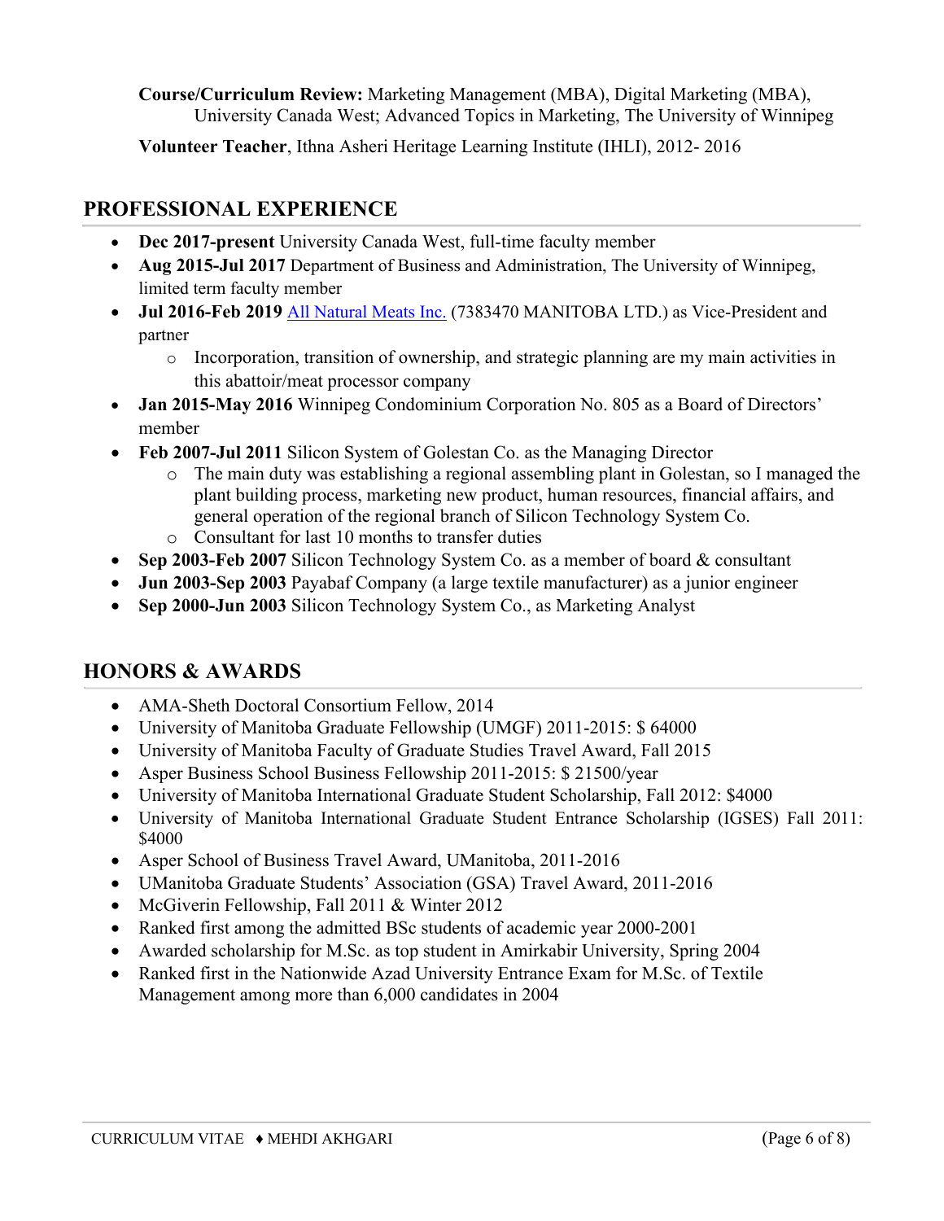**Course/Curriculum Review:** Marketing Management (MBA), Digital Marketing (MBA), University Canada West; Advanced Topics in Marketing, The University of Winnipeg

**Volunteer Teacher**, Ithna Asheri Heritage Learning Institute (IHLI), 2012- 2016

## PROFESSIONAL EXPERIENCE

- **Dec 2017-present** University Canada West, full-time faculty member
- **Aug 2015-Jul 2017** Department of Business and Administration, The University of Winnipeg, limited term faculty member
- **Jul 2016-Feb 2019** All Natural Meats Inc. (7383470 MANITOBA LTD.) as Vice-President and partner
  - Incorporation, transition of ownership, and strategic planning are my main activities in this abattoir/meat processor company
- **Jan 2015-May 2016** Winnipeg Condominium Corporation No. 805 as a Board of Directors' member
- **Feb 2007-Jul 2011** Silicon System of Golestan Co. as the Managing Director
  - The main duty was establishing a regional assembling plant in Golestan, so I managed the plant building process, marketing new product, human resources, financial affairs, and general operation of the regional branch of Silicon Technology System Co.
  - Consultant for last 10 months to transfer duties
- **Sep 2003-Feb 2007** Silicon Technology System Co. as a member of board & consultant
- **Jun 2003-Sep 2003** Payabaf Company (a large textile manufacturer) as a junior engineer
- **Sep 2000-Jun 2003** Silicon Technology System Co., as Marketing Analyst

## HONORS & AWARDS

- AMA-Sheth Doctoral Consortium Fellow, 2014
- University of Manitoba Graduate Fellowship (UMGF) 2011-2015: $ 64000
- University of Manitoba Faculty of Graduate Studies Travel Award, Fall 2015
- Asper Business School Business Fellowship 2011-2015: $ 21500/year
- University of Manitoba International Graduate Student Scholarship, Fall 2012: $4000
- University of Manitoba International Graduate Student Entrance Scholarship (IGSES) Fall 2011: $4000
- Asper School of Business Travel Award, UManitoba, 2011-2016
- UManitoba Graduate Students' Association (GSA) Travel Award, 2011-2016
- McGiverin Fellowship, Fall 2011 & Winter 2012
- Ranked first among the admitted BSc students of academic year 2000-2001
- Awarded scholarship for M.Sc. as top student in Amirkabir University, Spring 2004
- Ranked first in the Nationwide Azad University Entrance Exam for M.Sc. of Textile Management among more than 6,000 candidates in 2004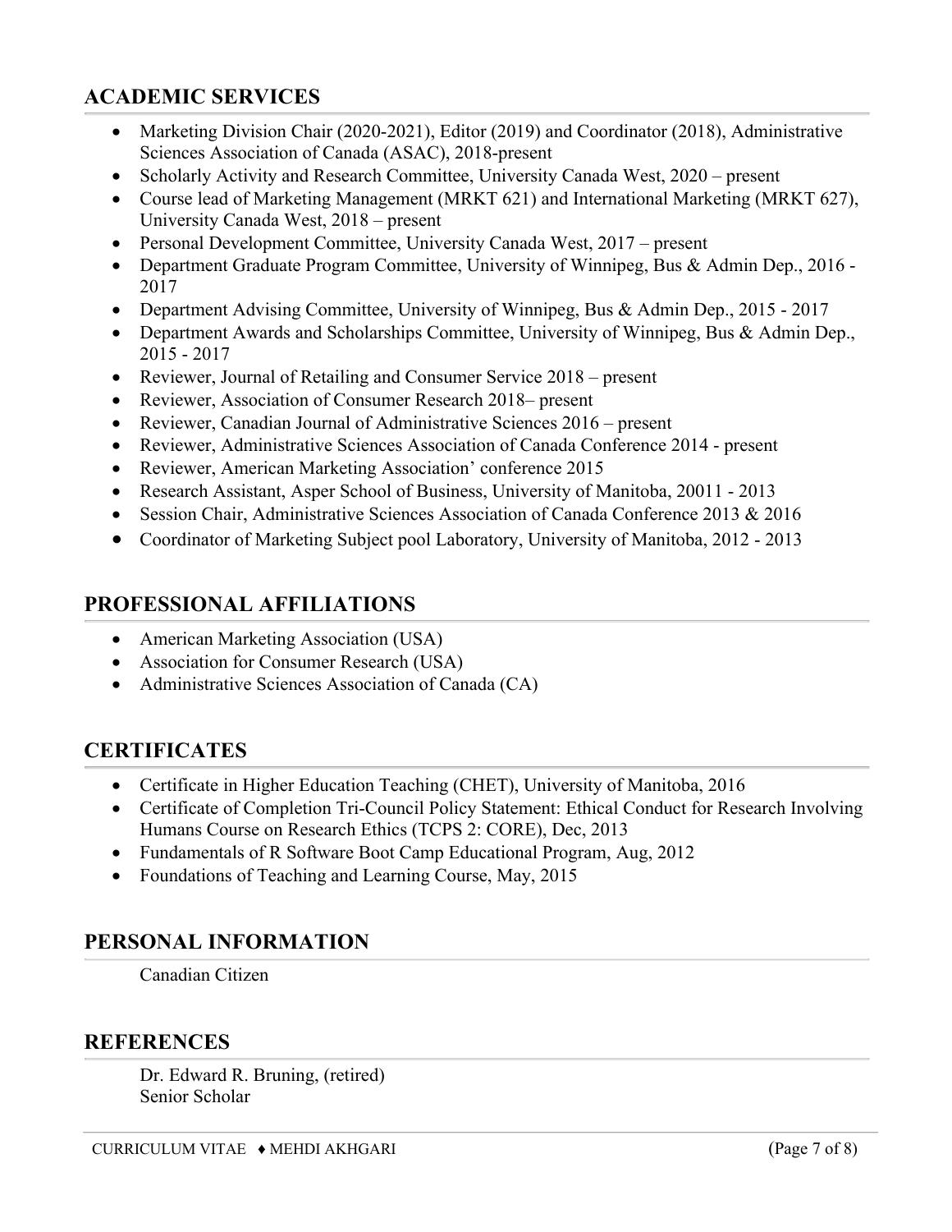## ACADEMIC SERVICES

- Marketing Division Chair (2020-2021), Editor (2019) and Coordinator (2018), Administrative Sciences Association of Canada (ASAC), 2018-present
- Scholarly Activity and Research Committee, University Canada West, 2020 – present
- Course lead of Marketing Management (MRKT 621) and International Marketing (MRKT 627), University Canada West, 2018 – present
- Personal Development Committee, University Canada West, 2017 – present
- Department Graduate Program Committee, University of Winnipeg, Bus & Admin Dep., 2016 - 2017
- Department Advising Committee, University of Winnipeg, Bus & Admin Dep., 2015 - 2017
- Department Awards and Scholarships Committee, University of Winnipeg, Bus & Admin Dep., 2015 - 2017
- Reviewer, Journal of Retailing and Consumer Service 2018 – present
- Reviewer, Association of Consumer Research 2018– present
- Reviewer, Canadian Journal of Administrative Sciences 2016 – present
- Reviewer, Administrative Sciences Association of Canada Conference 2014 - present
- Reviewer, American Marketing Association' conference 2015
- Research Assistant, Asper School of Business, University of Manitoba, 20011 - 2013
- Session Chair, Administrative Sciences Association of Canada Conference 2013 & 2016
- Coordinator of Marketing Subject pool Laboratory, University of Manitoba, 2012 - 2013

## PROFESSIONAL AFFILIATIONS

- American Marketing Association (USA)
- Association for Consumer Research (USA)
- Administrative Sciences Association of Canada (CA)

## CERTIFICATES

- Certificate in Higher Education Teaching (CHET), University of Manitoba, 2016
- Certificate of Completion Tri-Council Policy Statement: Ethical Conduct for Research Involving Humans Course on Research Ethics (TCPS 2: CORE), Dec, 2013
- Fundamentals of R Software Boot Camp Educational Program, Aug, 2012
- Foundations of Teaching and Learning Course, May, 2015

## PERSONAL INFORMATION

Canadian Citizen

## REFERENCES

Dr. Edward R. Bruning, (retired)
Senior Scholar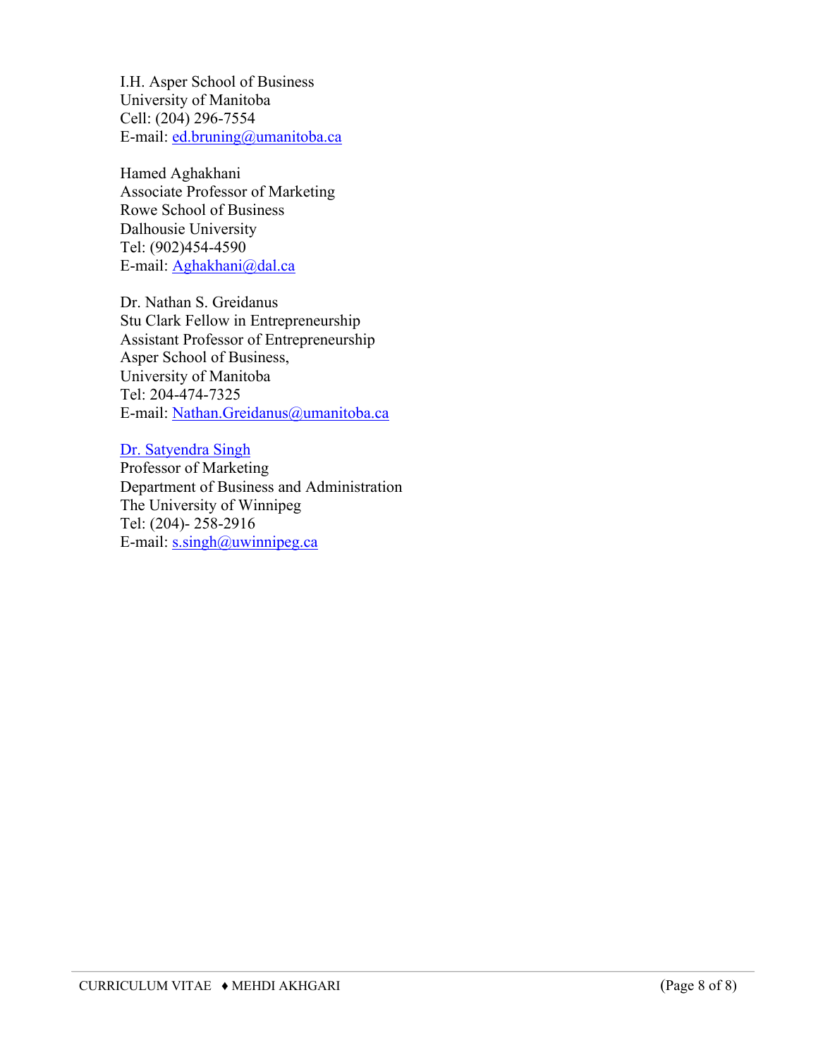I.H. Asper School of Business  
University of Manitoba  
Cell: (204) 296-7554  
E-mail: ed.bruning@umanitoba.ca

Hamed Aghakhani  
Associate Professor of Marketing  
Rowe School of Business  
Dalhousie University  
Tel: (902)454-4590  
E-mail: Aghakhani@dal.ca

Dr. Nathan S. Greidanus  
Stu Clark Fellow in Entrepreneurship  
Assistant Professor of Entrepreneurship  
Asper School of Business,  
University of Manitoba  
Tel: 204-474-7325  
E-mail: Nathan.Greidanus@umanitoba.ca

Dr. Satyendra Singh  
Professor of Marketing  
Department of Business and Administration  
The University of Winnipeg  
Tel: (204)- 258-2916  
E-mail: s.singh@uwinnipeg.ca